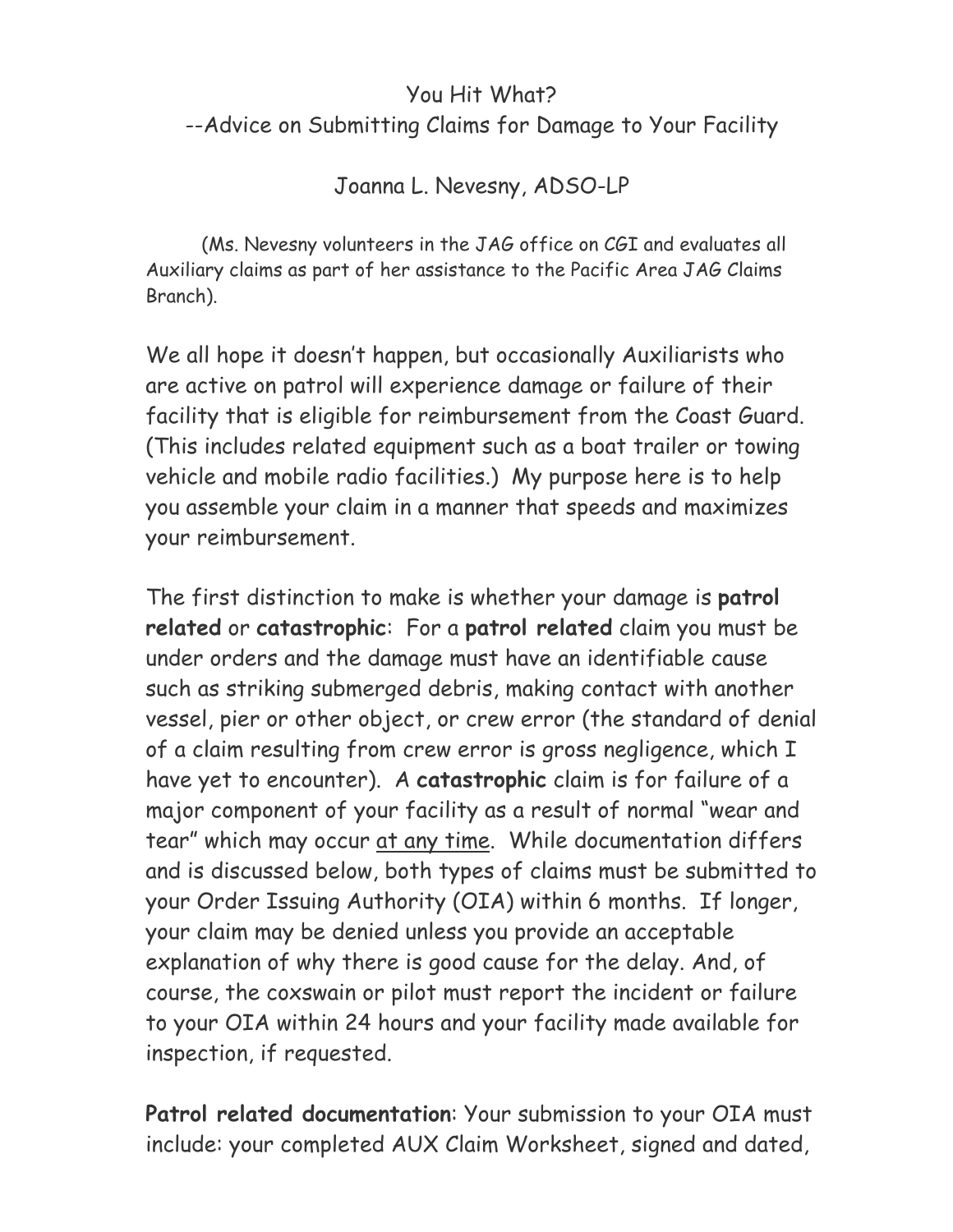# You Hit What?

## --Advice on Submitting Claims for Damage to Your Facility

Joanna L. Nevesny, ADSO-LP

(Ms. Nevesny volunteers in the JAG office on CGI and evaluates all Auxiliary claims as part of her assistance to the Pacific Area JAG Claims Branch).

We all hope it doesn't happen, but occasionally Auxiliarists who are active on patrol will experience damage or failure of their facility that is eligible for reimbursement from the Coast Guard. (This includes related equipment such as a boat trailer or towing vehicle and mobile radio facilities.) My purpose here is to help you assemble your claim in a manner that speeds and maximizes your reimbursement.

The first distinction to make is whether your damage is **patrol related** or **catastrophic**: For a **patrol related** claim you must be under orders and the damage must have an identifiable cause such as striking submerged debris, making contact with another vessel, pier or other object, or crew error (the standard of denial of a claim resulting from crew error is gross negligence, which I have yet to encounter). A **catastrophic** claim is for failure of a major component of your facility as a result of normal "wear and tear" which may occur <u>at any time</u>. While documentation differs and is discussed below, both types of claims must be submitted to your Order Issuing Authority (OIA) within 6 months. If longer, your claim may be denied unless you provide an acceptable explanation of why there is good cause for the delay. And, of course, the coxswain or pilot must report the incident or failure to your OIA within 24 hours and your facility made available for inspection, if requested.

**Patrol related documentation**: Your submission to your OIA must include: your completed AUX Claim Worksheet, signed and dated,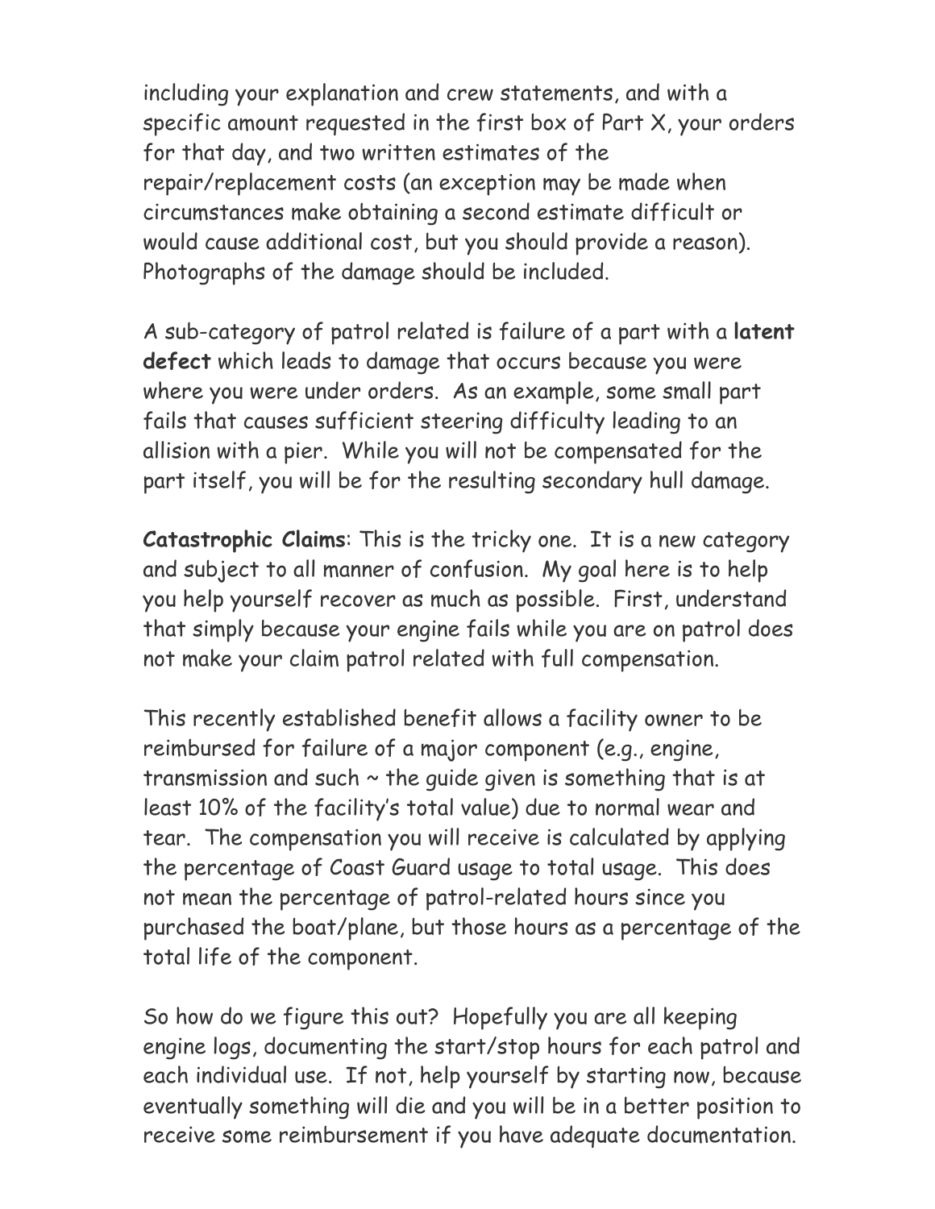including your explanation and crew statements, and with a specific amount requested in the first box of Part X, your orders for that day, and two written estimates of the repair/replacement costs (an exception may be made when circumstances make obtaining a second estimate difficult or would cause additional cost, but you should provide a reason). Photographs of the damage should be included.

A sub-category of patrol related is failure of a part with a **latent defect** which leads to damage that occurs because you were where you were under orders. As an example, some small part fails that causes sufficient steering difficulty leading to an allision with a pier. While you will not be compensated for the part itself, you will be for the resulting secondary hull damage.

**Catastrophic Claims**: This is the tricky one. It is a new category and subject to all manner of confusion. My goal here is to help you help yourself recover as much as possible. First, understand that simply because your engine fails while you are on patrol does not make your claim patrol related with full compensation.

This recently established benefit allows a facility owner to be reimbursed for failure of a major component (e.g., engine, transmission and such ~ the guide given is something that is at least 10% of the facility's total value) due to normal wear and tear. The compensation you will receive is calculated by applying the percentage of Coast Guard usage to total usage. This does not mean the percentage of patrol-related hours since you purchased the boat/plane, but those hours as a percentage of the total life of the component.

So how do we figure this out? Hopefully you are all keeping engine logs, documenting the start/stop hours for each patrol and each individual use. If not, help yourself by starting now, because eventually something will die and you will be in a better position to receive some reimbursement if you have adequate documentation.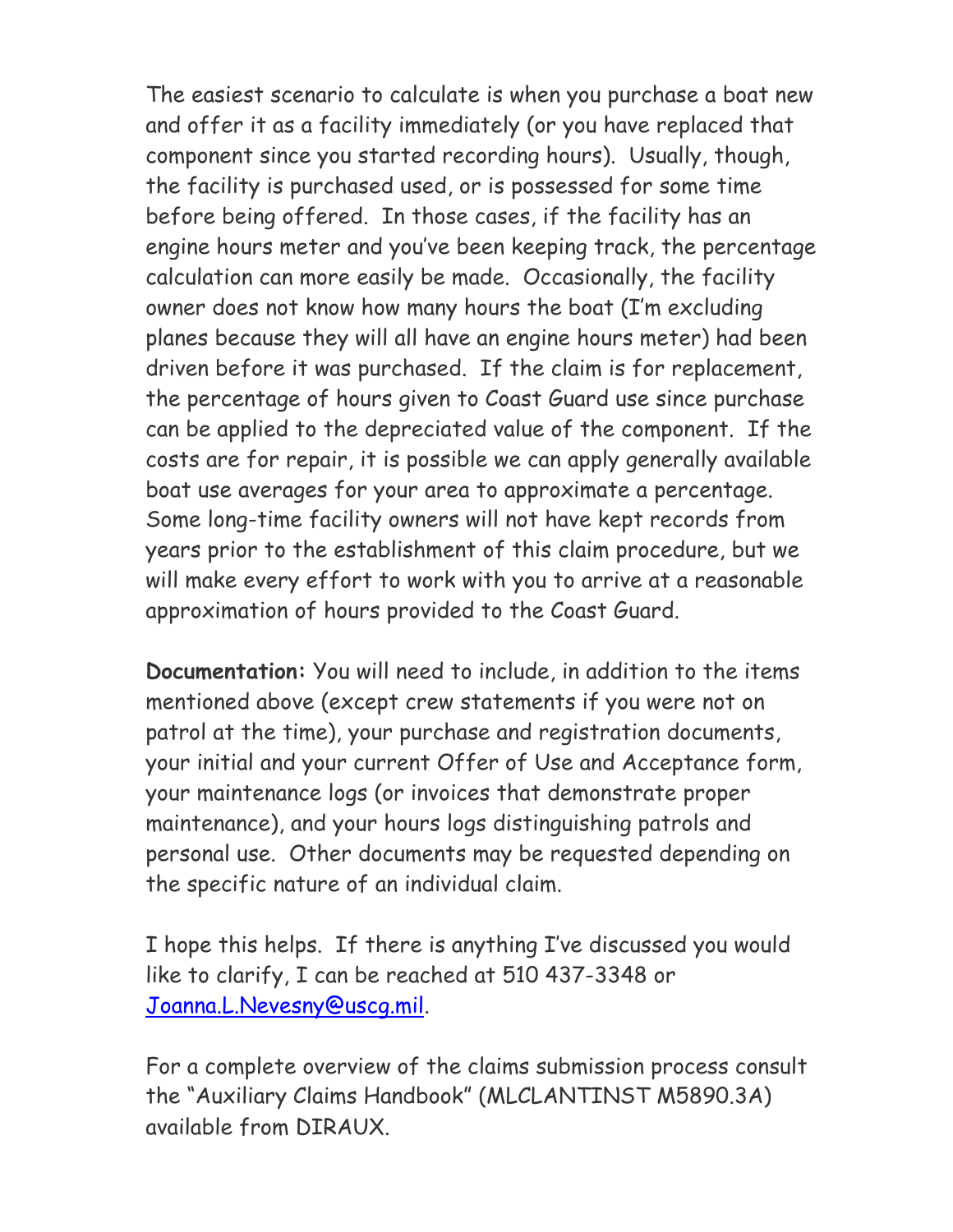The easiest scenario to calculate is when you purchase a boat new and offer it as a facility immediately (or you have replaced that component since you started recording hours). Usually, though, the facility is purchased used, or is possessed for some time before being offered. In those cases, if the facility has an engine hours meter and you've been keeping track, the percentage calculation can more easily be made. Occasionally, the facility owner does not know how many hours the boat (I'm excluding planes because they will all have an engine hours meter) had been driven before it was purchased. If the claim is for replacement, the percentage of hours given to Coast Guard use since purchase can be applied to the depreciated value of the component. If the costs are for repair, it is possible we can apply generally available boat use averages for your area to approximate a percentage. Some long-time facility owners will not have kept records from years prior to the establishment of this claim procedure, but we will make every effort to work with you to arrive at a reasonable approximation of hours provided to the Coast Guard.

**Documentation:** You will need to include, in addition to the items mentioned above (except crew statements if you were not on patrol at the time), your purchase and registration documents, your initial and your current Offer of Use and Acceptance form, your maintenance logs (or invoices that demonstrate proper maintenance), and your hours logs distinguishing patrols and personal use. Other documents may be requested depending on the specific nature of an individual claim.

I hope this helps. If there is anything I've discussed you would like to clarify, I can be reached at 510 437-3348 or [Joanna.L.Nevesny@uscg.mil](mailto:Joanna.L.Nevesny@uscg.mil).

For a complete overview of the claims submission process consult the "Auxiliary Claims Handbook" (MLCLANTINST M5890.3A) available from DIRAUX.